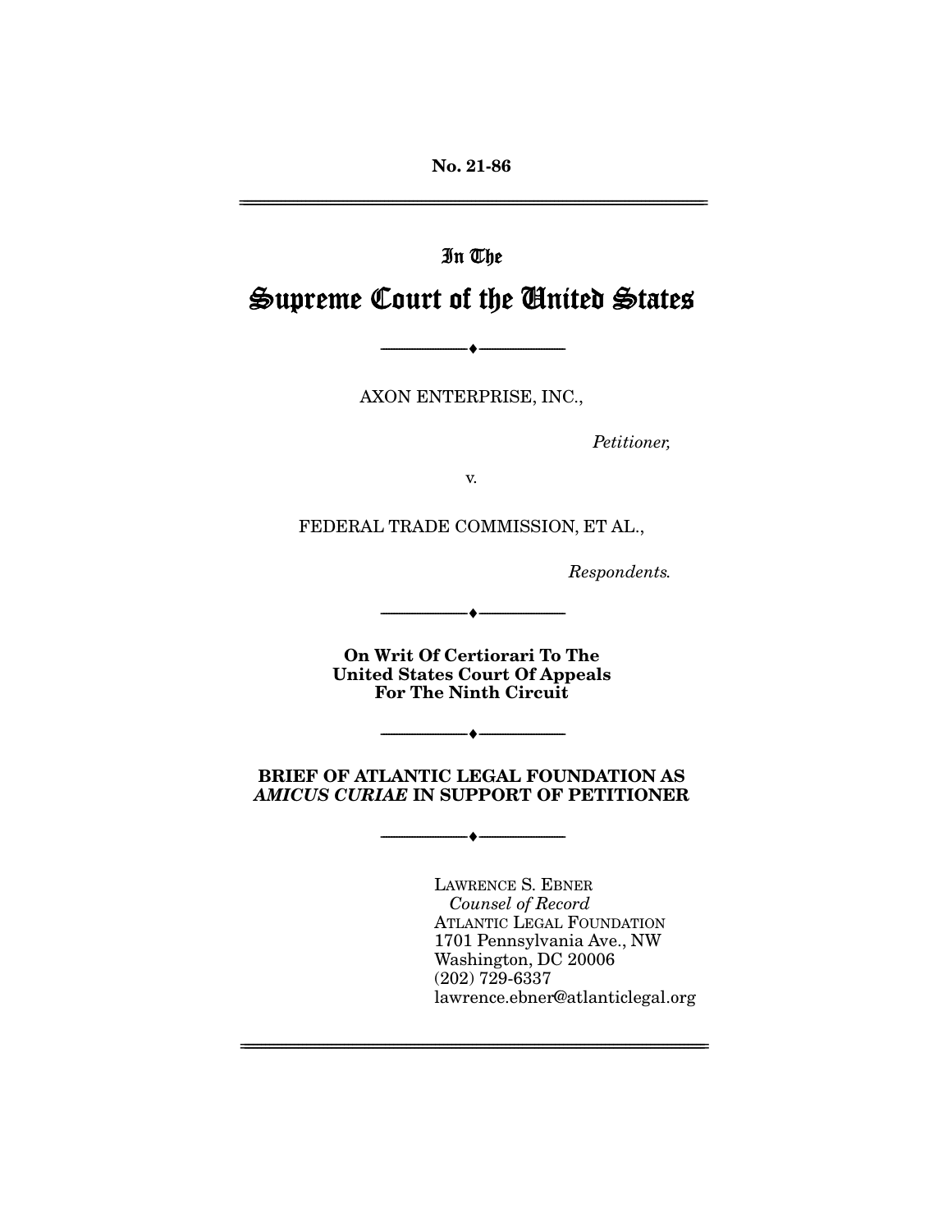No. 21-86

---

In The

# Supreme Court of the United States

---

AXON ENTERPRISE, INC.,

*Petitioner,*

v.

FEDERAL TRADE COMMISSION, ET AL.,

*Respondents.*

---

**On Writ Of Certiorari To The United States Court Of Appeals For The Ninth Circuit**

---

**BRIEF OF ATLANTIC LEGAL FOUNDATION AS *AMICUS CURIAE* IN SUPPORT OF PETITIONER**

---

LAWRENCE S. EBNER
*Counsel of Record*
ATLANTIC LEGAL FOUNDATION
1701 Pennsylvania Ave., NW
Washington, DC 20006
(202) 729-6337
lawrence.ebner@atlanticlegal.org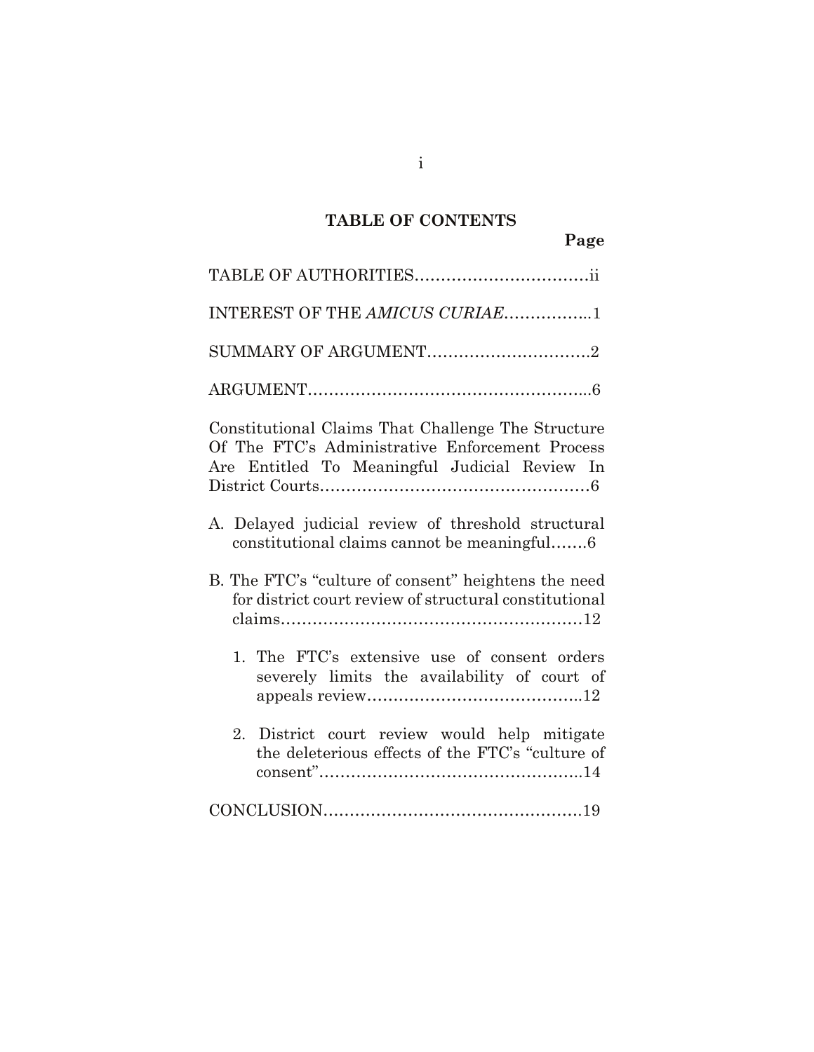# TABLE OF CONTENTS

**Page**

TABLE OF AUTHORITIES…………………………….ii

INTEREST OF THE *AMICUS CURIAE*……………..1

SUMMARY OF ARGUMENT………………………….2

ARGUMENT………………………………………………..6

Constitutional Claims That Challenge The Structure Of The FTC's Administrative Enforcement Process Are Entitled To Meaningful Judicial Review In District Courts……………………………………………6

A. Delayed judicial review of threshold structural constitutional claims cannot be meaningful…….6

B. The FTC's "culture of consent" heightens the need for district court review of structural constitutional claims…………………………………………………12

   1. The FTC's extensive use of consent orders severely limits the availability of court of appeals review…………………………………..12

   2. District court review would help mitigate the deleterious effects of the FTC's "culture of consent"…………………………………………..14

CONCLUSION…………………………………………..19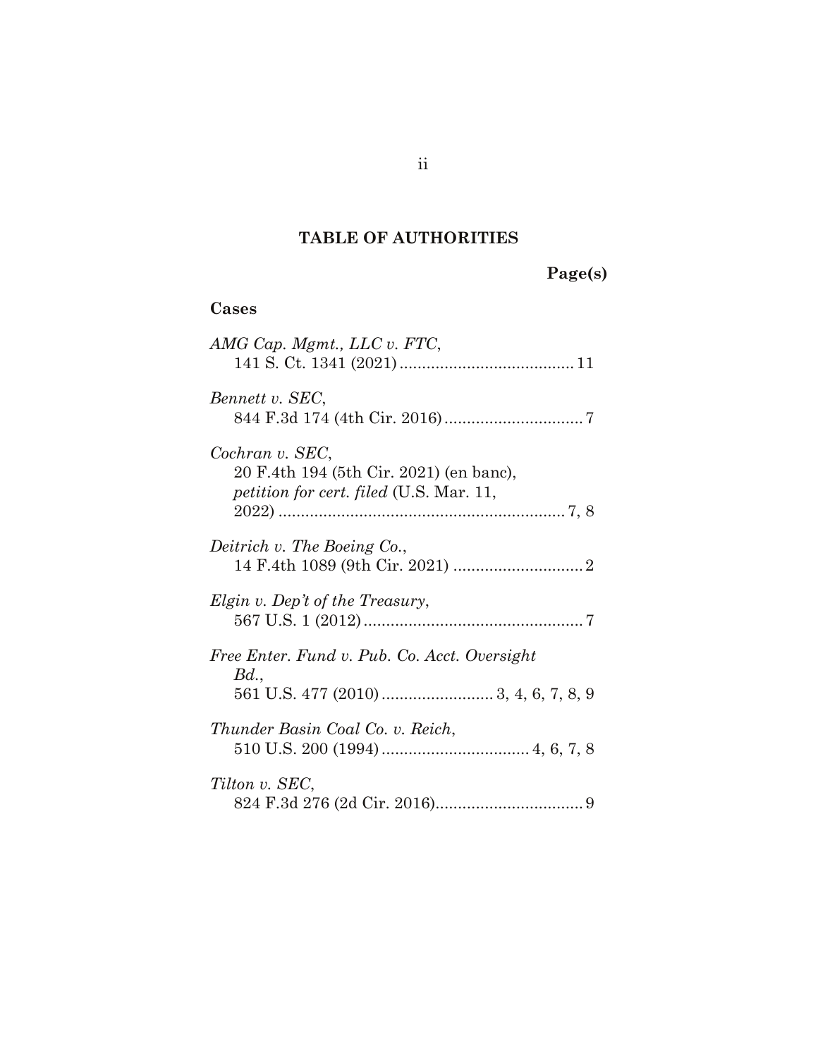# TABLE OF AUTHORITIES

**Page(s)**

## Cases

*AMG Cap. Mgmt., LLC v. FTC*,
141 S. Ct. 1341 (2021) ....................................... 11

*Bennett v. SEC*,
844 F.3d 174 (4th Cir. 2016) ............................... 7

*Cochran v. SEC*,
20 F.4th 194 (5th Cir. 2021) (en banc), *petition for cert. filed* (U.S. Mar. 11, 2022) ................................................................ 7, 8

*Deitrich v. The Boeing Co.*,
14 F.4th 1089 (9th Cir. 2021) ............................. 2

*Elgin v. Dep't of the Treasury*,
567 U.S. 1 (2012) ................................................. 7

*Free Enter. Fund v. Pub. Co. Acct. Oversight Bd.*,
561 U.S. 477 (2010) ......................... 3, 4, 6, 7, 8, 9

*Thunder Basin Coal Co. v. Reich*,
510 U.S. 200 (1994) ................................. 4, 6, 7, 8

*Tilton v. SEC*,
824 F.3d 276 (2d Cir. 2016)................................. 9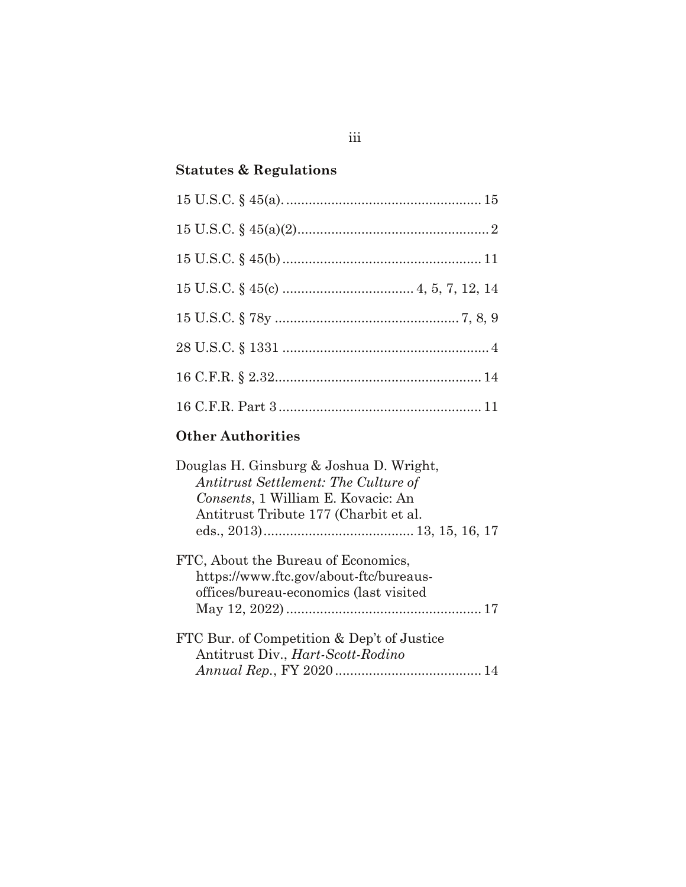## Statutes & Regulations

15 U.S.C. § 45(a). .................................................... 15

15 U.S.C. § 45(a)(2).................................................. 2

15 U.S.C. § 45(b) ..................................................... 11

15 U.S.C. § 45(c) .................................. 4, 5, 7, 12, 14

15 U.S.C. § 78y ................................................ 7, 8, 9

28 U.S.C. § 1331 ....................................................... 4

16 C.F.R. § 2.32........................................................ 14

16 C.F.R. Part 3 ....................................................... 11

## Other Authorities

Douglas H. Ginsburg & Joshua D. Wright, *Antitrust Settlement: The Culture of Consents*, 1 William E. Kovacic: An Antitrust Tribute 177 (Charbit et al. eds., 2013)........................................ 13, 15, 16, 17

FTC, About the Bureau of Economics, https://www.ftc.gov/about-ftc/bureaus-offices/bureau-economics (last visited May 12, 2022) .................................................... 17

FTC Bur. of Competition & Dep't of Justice Antitrust Div., *Hart-Scott-Rodino Annual Rep.*, FY 2020 ....................................... 14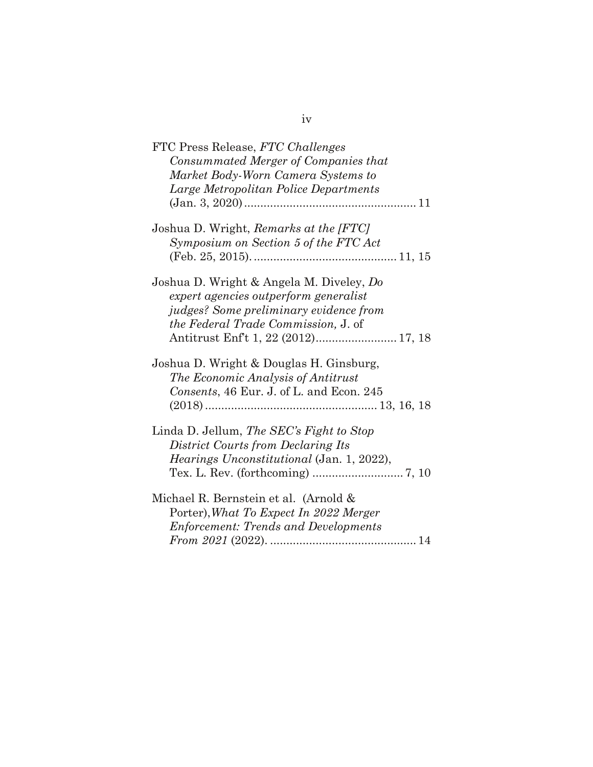FTC Press Release, *FTC Challenges Consummated Merger of Companies that Market Body-Worn Camera Systems to Large Metropolitan Police Departments* (Jan. 3, 2020) .................................................... 11

Joshua D. Wright, *Remarks at the [FTC] Symposium on Section 5 of the FTC Act* (Feb. 25, 2015). ........................................... 11, 15

Joshua D. Wright & Angela M. Diveley, *Do expert agencies outperform generalist judges? Some preliminary evidence from the Federal Trade Commission,* J. of Antitrust Enf't 1, 22 (2012)......................... 17, 18

Joshua D. Wright & Douglas H. Ginsburg, *The Economic Analysis of Antitrust Consents*, 46 Eur. J. of L. and Econ. 245 (2018) .................................................... 13, 16, 18

Linda D. Jellum, *The SEC's Fight to Stop District Courts from Declaring Its Hearings Unconstitutional* (Jan. 1, 2022), Tex. L. Rev. (forthcoming) ........................... 7, 10

Michael R. Bernstein et al. (Arnold & Porter), *What To Expect In 2022 Merger Enforcement: Trends and Developments From 2021* (2022). ............................................ 14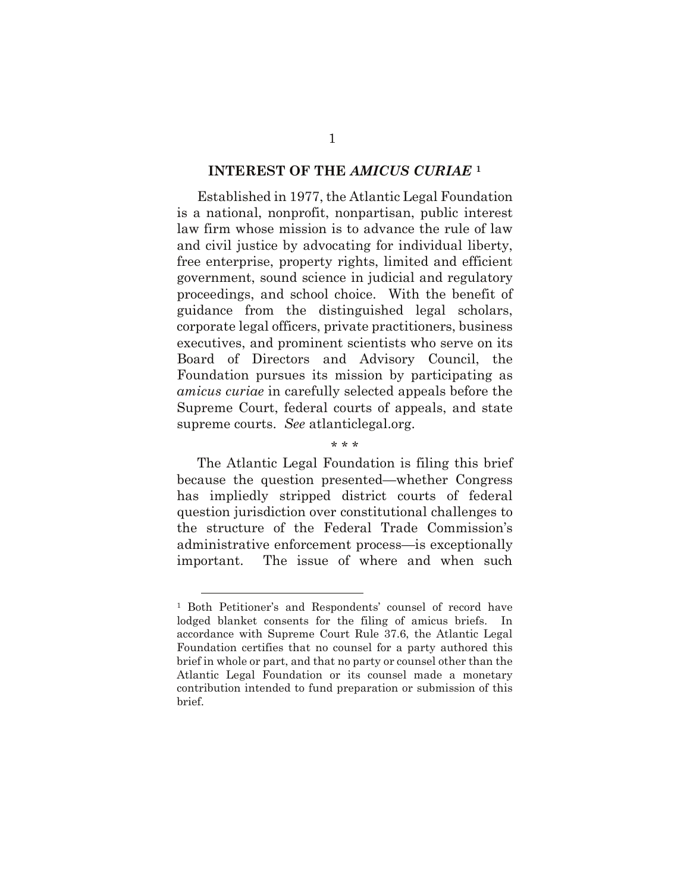## INTEREST OF THE *AMICUS CURIAE* [1]

Established in 1977, the Atlantic Legal Foundation is a national, nonprofit, nonpartisan, public interest law firm whose mission is to advance the rule of law and civil justice by advocating for individual liberty, free enterprise, property rights, limited and efficient government, sound science in judicial and regulatory proceedings, and school choice. With the benefit of guidance from the distinguished legal scholars, corporate legal officers, private practitioners, business executives, and prominent scientists who serve on its Board of Directors and Advisory Council, the Foundation pursues its mission by participating as *amicus curiae* in carefully selected appeals before the Supreme Court, federal courts of appeals, and state supreme courts. *See* atlanticlegal.org.

\* \* \*

The Atlantic Legal Foundation is filing this brief because the question presented—whether Congress has impliedly stripped district courts of federal question jurisdiction over constitutional challenges to the structure of the Federal Trade Commission's administrative enforcement process—is exceptionally important. The issue of where and when such

---

[1] Both Petitioner's and Respondents' counsel of record have lodged blanket consents for the filing of amicus briefs. In accordance with Supreme Court Rule 37.6, the Atlantic Legal Foundation certifies that no counsel for a party authored this brief in whole or part, and that no party or counsel other than the Atlantic Legal Foundation or its counsel made a monetary contribution intended to fund preparation or submission of this brief.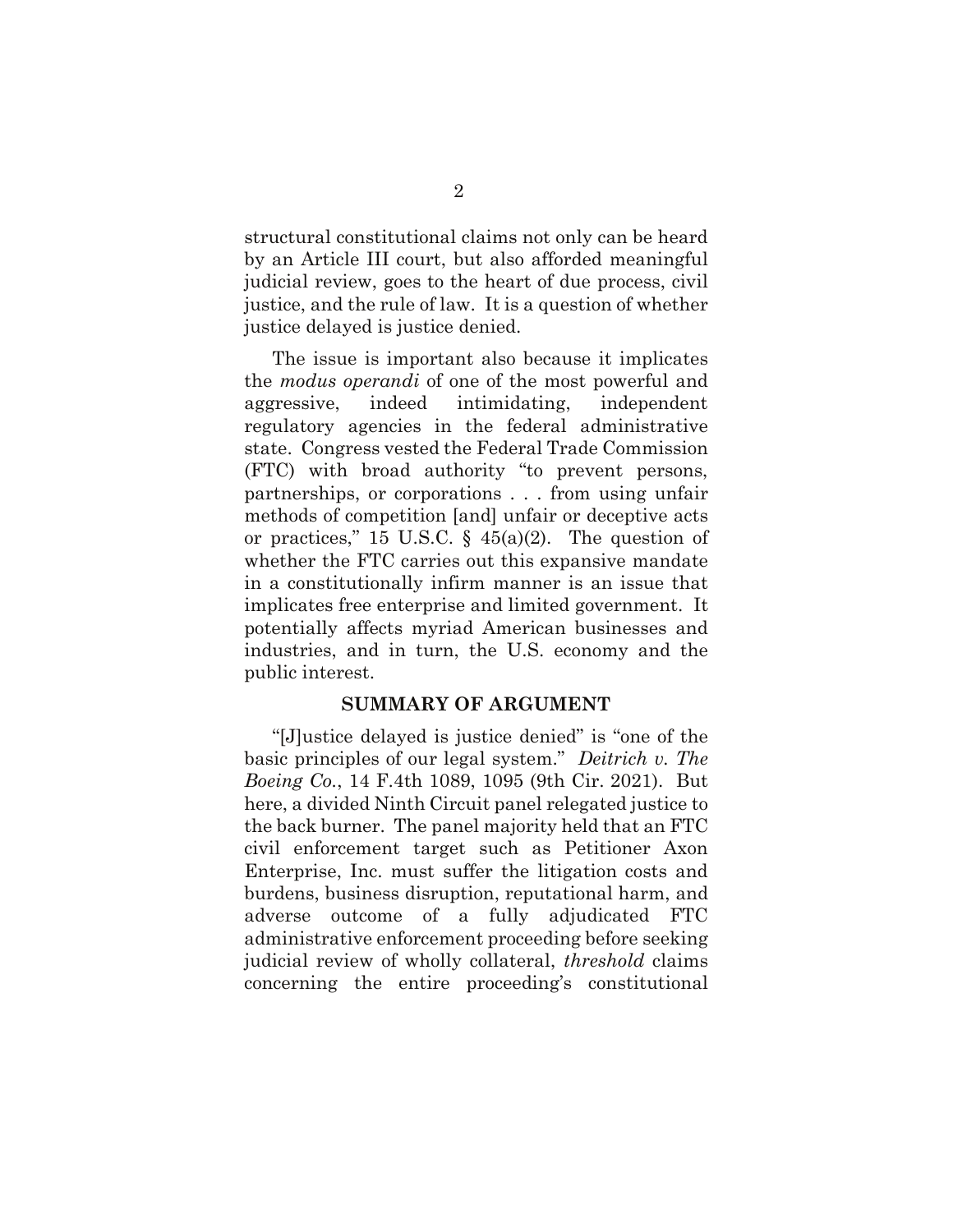structural constitutional claims not only can be heard by an Article III court, but also afforded meaningful judicial review, goes to the heart of due process, civil justice, and the rule of law. It is a question of whether justice delayed is justice denied.

The issue is important also because it implicates the *modus operandi* of one of the most powerful and aggressive, indeed intimidating, independent regulatory agencies in the federal administrative state. Congress vested the Federal Trade Commission (FTC) with broad authority "to prevent persons, partnerships, or corporations . . . from using unfair methods of competition [and] unfair or deceptive acts or practices," 15 U.S.C. § 45(a)(2). The question of whether the FTC carries out this expansive mandate in a constitutionally infirm manner is an issue that implicates free enterprise and limited government. It potentially affects myriad American businesses and industries, and in turn, the U.S. economy and the public interest.

## SUMMARY OF ARGUMENT

"[J]ustice delayed is justice denied" is "one of the basic principles of our legal system." *Deitrich v. The Boeing Co.*, 14 F.4th 1089, 1095 (9th Cir. 2021). But here, a divided Ninth Circuit panel relegated justice to the back burner. The panel majority held that an FTC civil enforcement target such as Petitioner Axon Enterprise, Inc. must suffer the litigation costs and burdens, business disruption, reputational harm, and adverse outcome of a fully adjudicated FTC administrative enforcement proceeding before seeking judicial review of wholly collateral, *threshold* claims concerning the entire proceeding's constitutional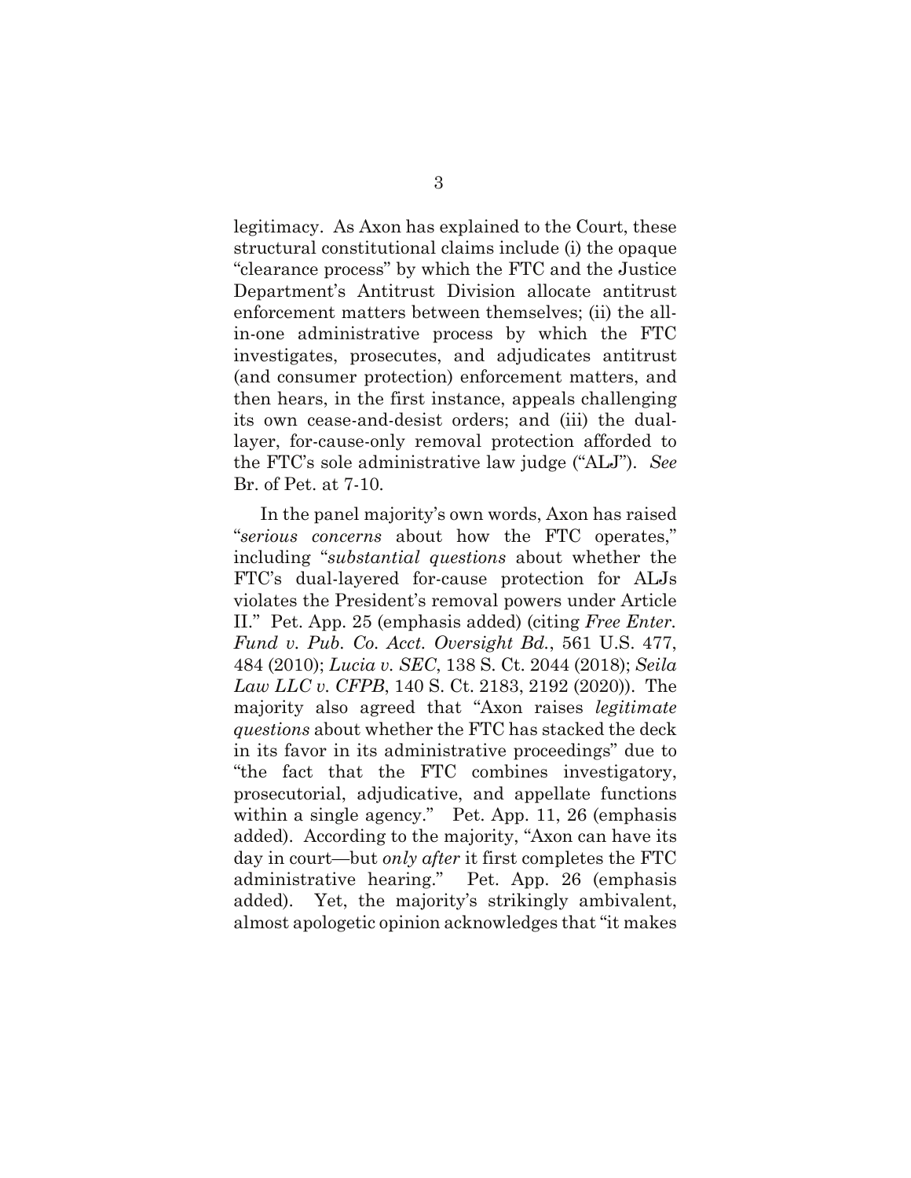legitimacy. As Axon has explained to the Court, these structural constitutional claims include (i) the opaque "clearance process" by which the FTC and the Justice Department's Antitrust Division allocate antitrust enforcement matters between themselves; (ii) the all-in-one administrative process by which the FTC investigates, prosecutes, and adjudicates antitrust (and consumer protection) enforcement matters, and then hears, in the first instance, appeals challenging its own cease-and-desist orders; and (iii) the dual-layer, for-cause-only removal protection afforded to the FTC's sole administrative law judge ("ALJ"). *See* Br. of Pet. at 7-10.

In the panel majority's own words, Axon has raised "*serious concerns* about how the FTC operates," including "*substantial questions* about whether the FTC's dual-layered for-cause protection for ALJs violates the President's removal powers under Article II." Pet. App. 25 (emphasis added) (citing *Free Enter. Fund v. Pub. Co. Acct. Oversight Bd.*, 561 U.S. 477, 484 (2010); *Lucia v. SEC*, 138 S. Ct. 2044 (2018); *Seila Law LLC v. CFPB*, 140 S. Ct. 2183, 2192 (2020)). The majority also agreed that "Axon raises *legitimate questions* about whether the FTC has stacked the deck in its favor in its administrative proceedings" due to "the fact that the FTC combines investigatory, prosecutorial, adjudicative, and appellate functions within a single agency." Pet. App. 11, 26 (emphasis added). According to the majority, "Axon can have its day in court—but *only after* it first completes the FTC administrative hearing." Pet. App. 26 (emphasis added). Yet, the majority's strikingly ambivalent, almost apologetic opinion acknowledges that "it makes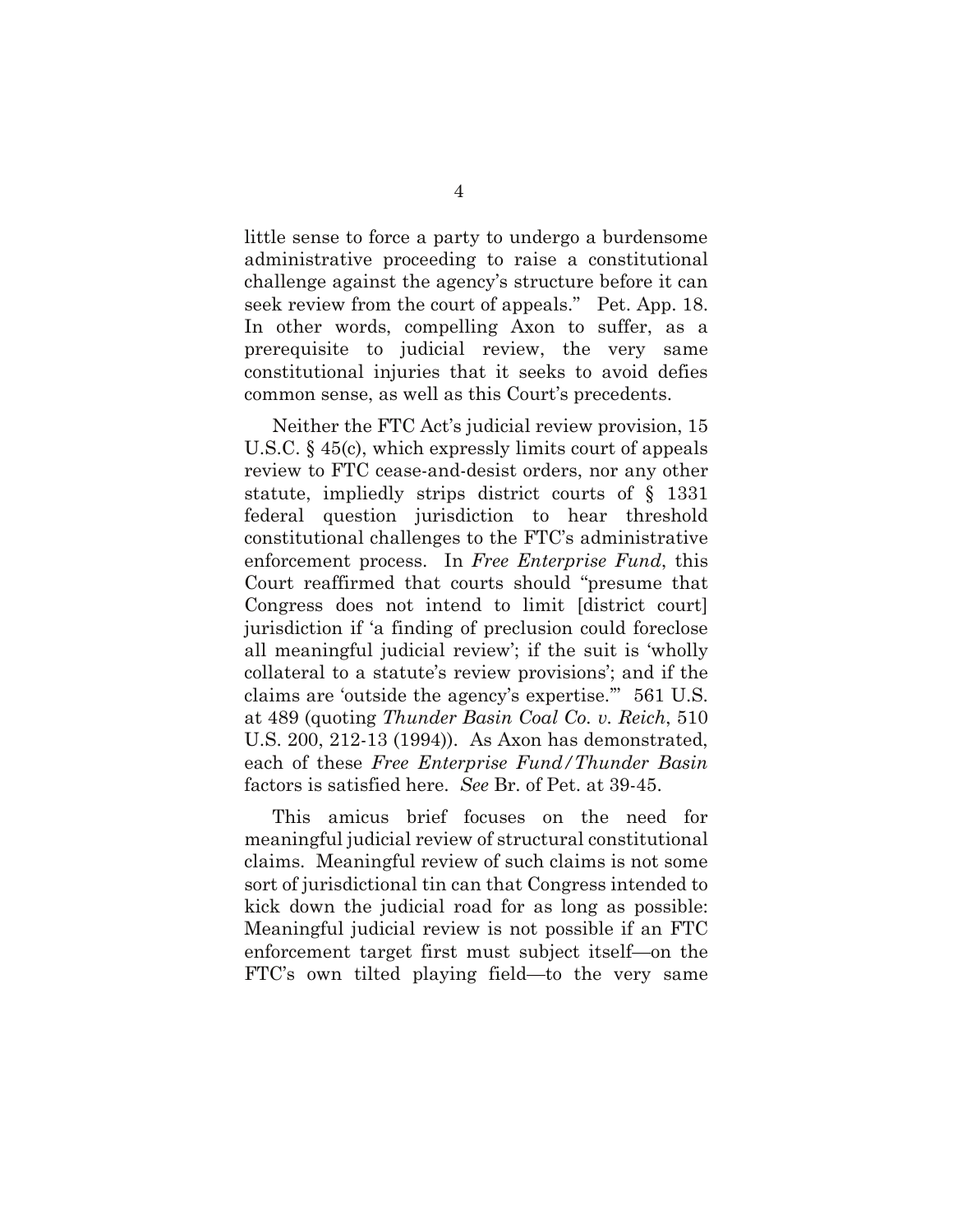little sense to force a party to undergo a burdensome administrative proceeding to raise a constitutional challenge against the agency's structure before it can seek review from the court of appeals." Pet. App. 18. In other words, compelling Axon to suffer, as a prerequisite to judicial review, the very same constitutional injuries that it seeks to avoid defies common sense, as well as this Court's precedents.

Neither the FTC Act's judicial review provision, 15 U.S.C. § 45(c), which expressly limits court of appeals review to FTC cease-and-desist orders, nor any other statute, impliedly strips district courts of § 1331 federal question jurisdiction to hear threshold constitutional challenges to the FTC's administrative enforcement process. In *Free Enterprise Fund*, this Court reaffirmed that courts should "presume that Congress does not intend to limit [district court] jurisdiction if 'a finding of preclusion could foreclose all meaningful judicial review'; if the suit is 'wholly collateral to a statute's review provisions'; and if the claims are 'outside the agency's expertise.'" 561 U.S. at 489 (quoting *Thunder Basin Coal Co. v. Reich*, 510 U.S. 200, 212-13 (1994)). As Axon has demonstrated, each of these *Free Enterprise Fund/Thunder Basin* factors is satisfied here. *See* Br. of Pet. at 39-45.

This amicus brief focuses on the need for meaningful judicial review of structural constitutional claims. Meaningful review of such claims is not some sort of jurisdictional tin can that Congress intended to kick down the judicial road for as long as possible: Meaningful judicial review is not possible if an FTC enforcement target first must subject itself—on the FTC's own tilted playing field—to the very same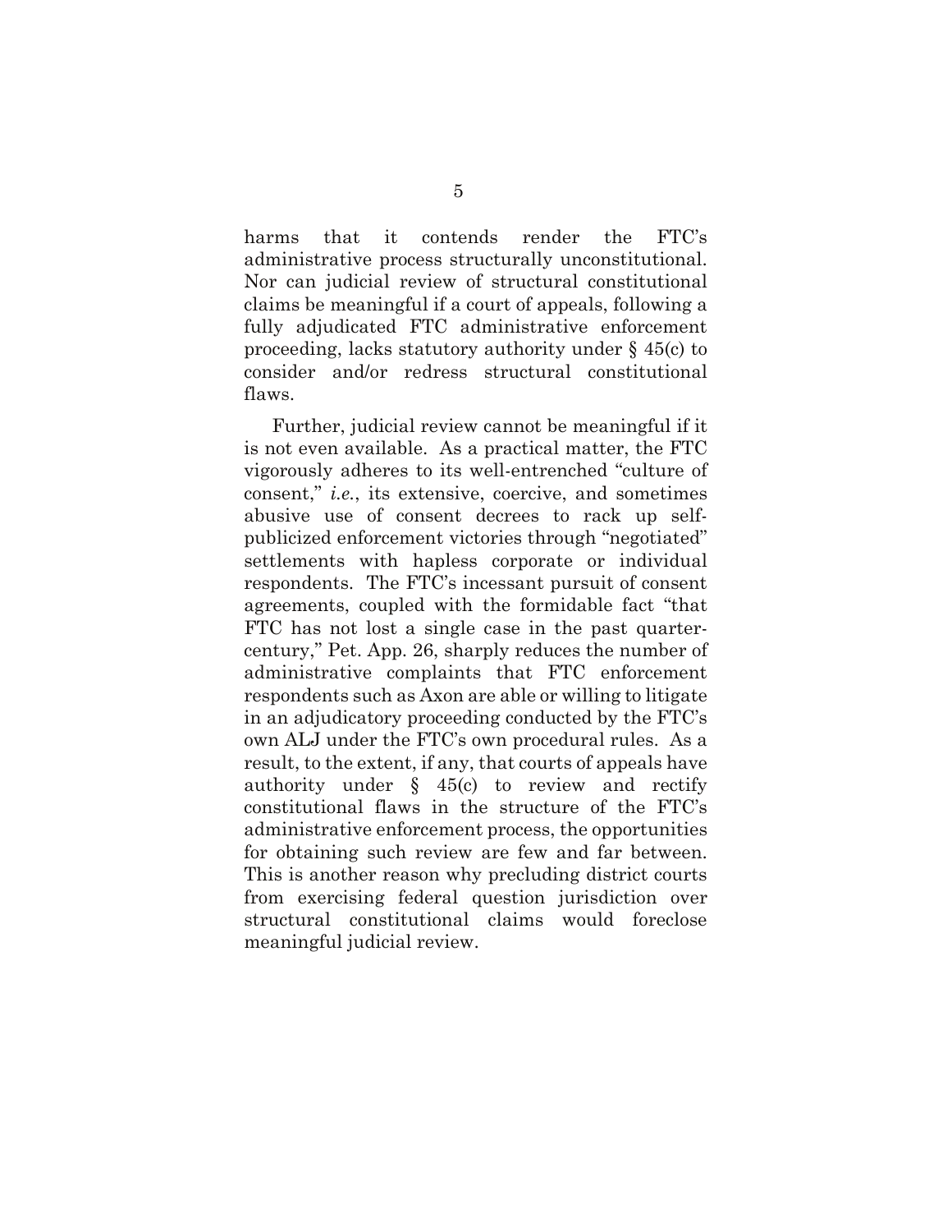harms that it contends render the FTC's administrative process structurally unconstitutional. Nor can judicial review of structural constitutional claims be meaningful if a court of appeals, following a fully adjudicated FTC administrative enforcement proceeding, lacks statutory authority under § 45(c) to consider and/or redress structural constitutional flaws.

Further, judicial review cannot be meaningful if it is not even available. As a practical matter, the FTC vigorously adheres to its well-entrenched "culture of consent," *i.e.*, its extensive, coercive, and sometimes abusive use of consent decrees to rack up self-publicized enforcement victories through "negotiated" settlements with hapless corporate or individual respondents. The FTC's incessant pursuit of consent agreements, coupled with the formidable fact "that FTC has not lost a single case in the past quarter-century," Pet. App. 26, sharply reduces the number of administrative complaints that FTC enforcement respondents such as Axon are able or willing to litigate in an adjudicatory proceeding conducted by the FTC's own ALJ under the FTC's own procedural rules. As a result, to the extent, if any, that courts of appeals have authority under § 45(c) to review and rectify constitutional flaws in the structure of the FTC's administrative enforcement process, the opportunities for obtaining such review are few and far between. This is another reason why precluding district courts from exercising federal question jurisdiction over structural constitutional claims would foreclose meaningful judicial review.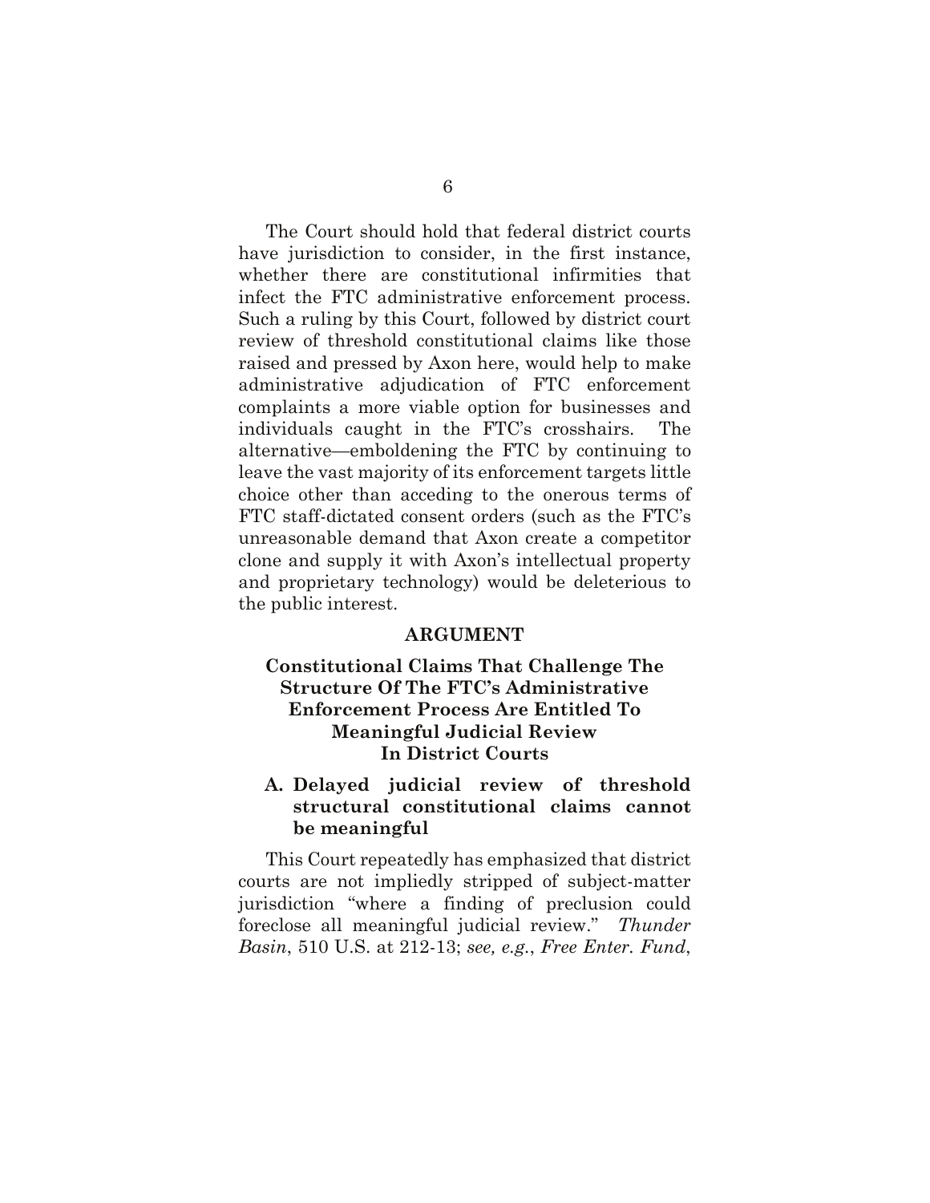The Court should hold that federal district courts have jurisdiction to consider, in the first instance, whether there are constitutional infirmities that infect the FTC administrative enforcement process. Such a ruling by this Court, followed by district court review of threshold constitutional claims like those raised and pressed by Axon here, would help to make administrative adjudication of FTC enforcement complaints a more viable option for businesses and individuals caught in the FTC's crosshairs. The alternative—emboldening the FTC by continuing to leave the vast majority of its enforcement targets little choice other than acceding to the onerous terms of FTC staff-dictated consent orders (such as the FTC's unreasonable demand that Axon create a competitor clone and supply it with Axon's intellectual property and proprietary technology) would be deleterious to the public interest.

## ARGUMENT

### Constitutional Claims That Challenge The Structure Of The FTC's Administrative Enforcement Process Are Entitled To Meaningful Judicial Review In District Courts

#### A. Delayed judicial review of threshold structural constitutional claims cannot be meaningful

This Court repeatedly has emphasized that district courts are not impliedly stripped of subject-matter jurisdiction "where a finding of preclusion could foreclose all meaningful judicial review." *Thunder Basin*, 510 U.S. at 212-13; *see, e.g.*, *Free Enter. Fund*,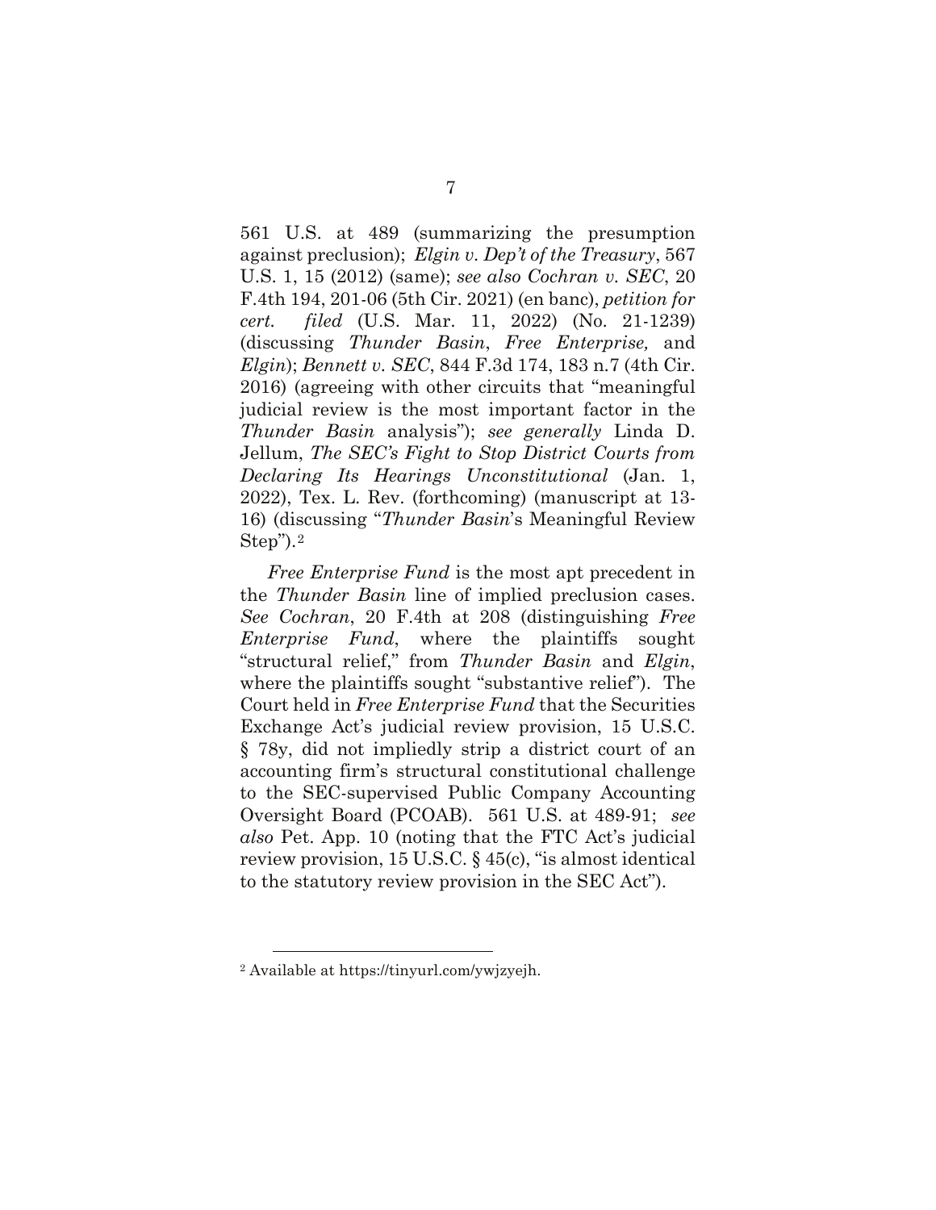561 U.S. at 489 (summarizing the presumption against preclusion); *Elgin v. Dep't of the Treasury*, 567 U.S. 1, 15 (2012) (same); *see also Cochran v. SEC*, 20 F.4th 194, 201-06 (5th Cir. 2021) (en banc), *petition for cert. filed* (U.S. Mar. 11, 2022) (No. 21-1239) (discussing *Thunder Basin*, *Free Enterprise,* and *Elgin*); *Bennett v. SEC*, 844 F.3d 174, 183 n.7 (4th Cir. 2016) (agreeing with other circuits that "meaningful judicial review is the most important factor in the *Thunder Basin* analysis"); *see generally* Linda D. Jellum, *The SEC's Fight to Stop District Courts from Declaring Its Hearings Unconstitutional* (Jan. 1, 2022), Tex. L. Rev. (forthcoming) (manuscript at 13-16) (discussing "*Thunder Basin*'s Meaningful Review Step").[2]

*Free Enterprise Fund* is the most apt precedent in the *Thunder Basin* line of implied preclusion cases. *See Cochran*, 20 F.4th at 208 (distinguishing *Free Enterprise Fund*, where the plaintiffs sought "structural relief," from *Thunder Basin* and *Elgin*, where the plaintiffs sought "substantive relief"). The Court held in *Free Enterprise Fund* that the Securities Exchange Act's judicial review provision, 15 U.S.C. § 78y, did not impliedly strip a district court of an accounting firm's structural constitutional challenge to the SEC-supervised Public Company Accounting Oversight Board (PCOAB). 561 U.S. at 489-91; *see also* Pet. App. 10 (noting that the FTC Act's judicial review provision, 15 U.S.C. § 45(c), "is almost identical to the statutory review provision in the SEC Act").

[2] Available at https://tinyurl.com/ywjzyejh.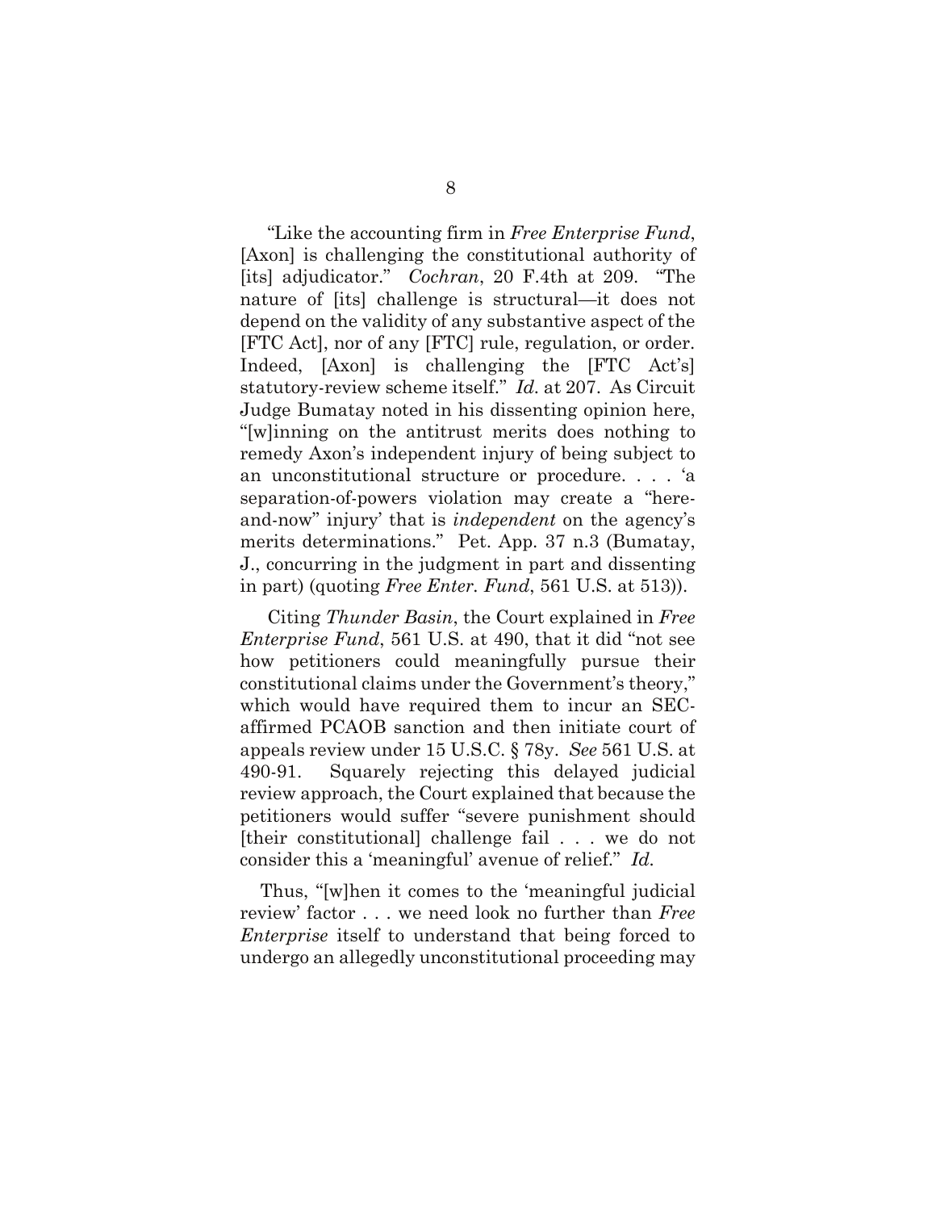"Like the accounting firm in *Free Enterprise Fund*, [Axon] is challenging the constitutional authority of [its] adjudicator." *Cochran*, 20 F.4th at 209. "The nature of [its] challenge is structural—it does not depend on the validity of any substantive aspect of the [FTC Act], nor of any [FTC] rule, regulation, or order. Indeed, [Axon] is challenging the [FTC Act's] statutory-review scheme itself." *Id.* at 207. As Circuit Judge Bumatay noted in his dissenting opinion here, "[w]inning on the antitrust merits does nothing to remedy Axon's independent injury of being subject to an unconstitutional structure or procedure. . . . 'a separation-of-powers violation may create a "here-and-now" injury' that is *independent* on the agency's merits determinations." Pet. App. 37 n.3 (Bumatay, J., concurring in the judgment in part and dissenting in part) (quoting *Free Enter. Fund*, 561 U.S. at 513)).

Citing *Thunder Basin*, the Court explained in *Free Enterprise Fund*, 561 U.S. at 490, that it did "not see how petitioners could meaningfully pursue their constitutional claims under the Government's theory," which would have required them to incur an SEC-affirmed PCAOB sanction and then initiate court of appeals review under 15 U.S.C. § 78y. *See* 561 U.S. at 490-91. Squarely rejecting this delayed judicial review approach, the Court explained that because the petitioners would suffer "severe punishment should [their constitutional] challenge fail . . . we do not consider this a 'meaningful' avenue of relief." *Id.*

Thus, "[w]hen it comes to the 'meaningful judicial review' factor . . . we need look no further than *Free Enterprise* itself to understand that being forced to undergo an allegedly unconstitutional proceeding may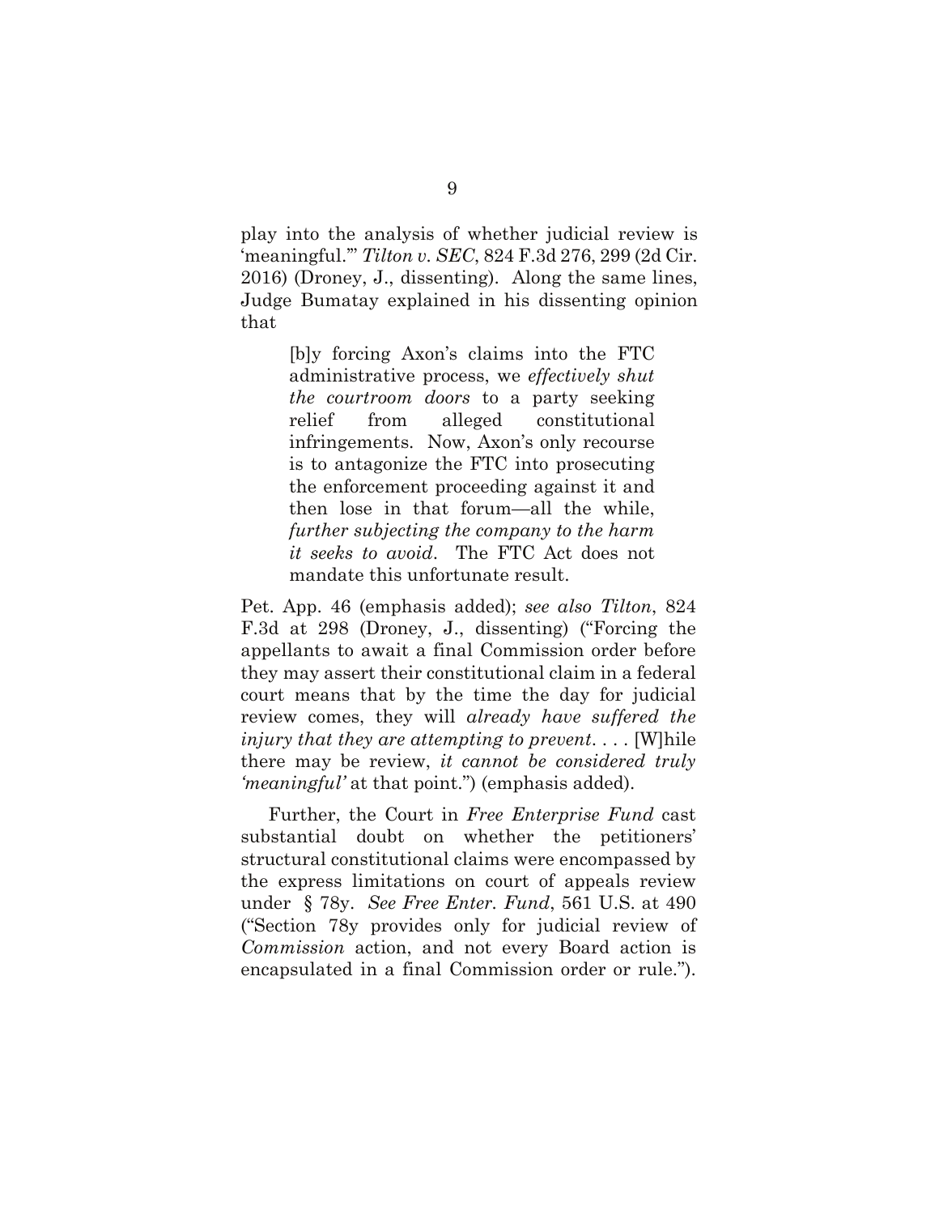play into the analysis of whether judicial review is 'meaningful.'" *Tilton v. SEC*, 824 F.3d 276, 299 (2d Cir. 2016) (Droney, J., dissenting). Along the same lines, Judge Bumatay explained in his dissenting opinion that

> [b]y forcing Axon's claims into the FTC administrative process, we *effectively shut the courtroom doors* to a party seeking relief from alleged constitutional infringements. Now, Axon's only recourse is to antagonize the FTC into prosecuting the enforcement proceeding against it and then lose in that forum—all the while, *further subjecting the company to the harm it seeks to avoid*. The FTC Act does not mandate this unfortunate result.

Pet. App. 46 (emphasis added); *see also Tilton*, 824 F.3d at 298 (Droney, J., dissenting) ("Forcing the appellants to await a final Commission order before they may assert their constitutional claim in a federal court means that by the time the day for judicial review comes, they will *already have suffered the injury that they are attempting to prevent*. . . . [W]hile there may be review, *it cannot be considered truly 'meaningful'* at that point.") (emphasis added).

Further, the Court in *Free Enterprise Fund* cast substantial doubt on whether the petitioners' structural constitutional claims were encompassed by the express limitations on court of appeals review under § 78y. *See Free Enter. Fund*, 561 U.S. at 490 ("Section 78y provides only for judicial review of *Commission* action, and not every Board action is encapsulated in a final Commission order or rule.").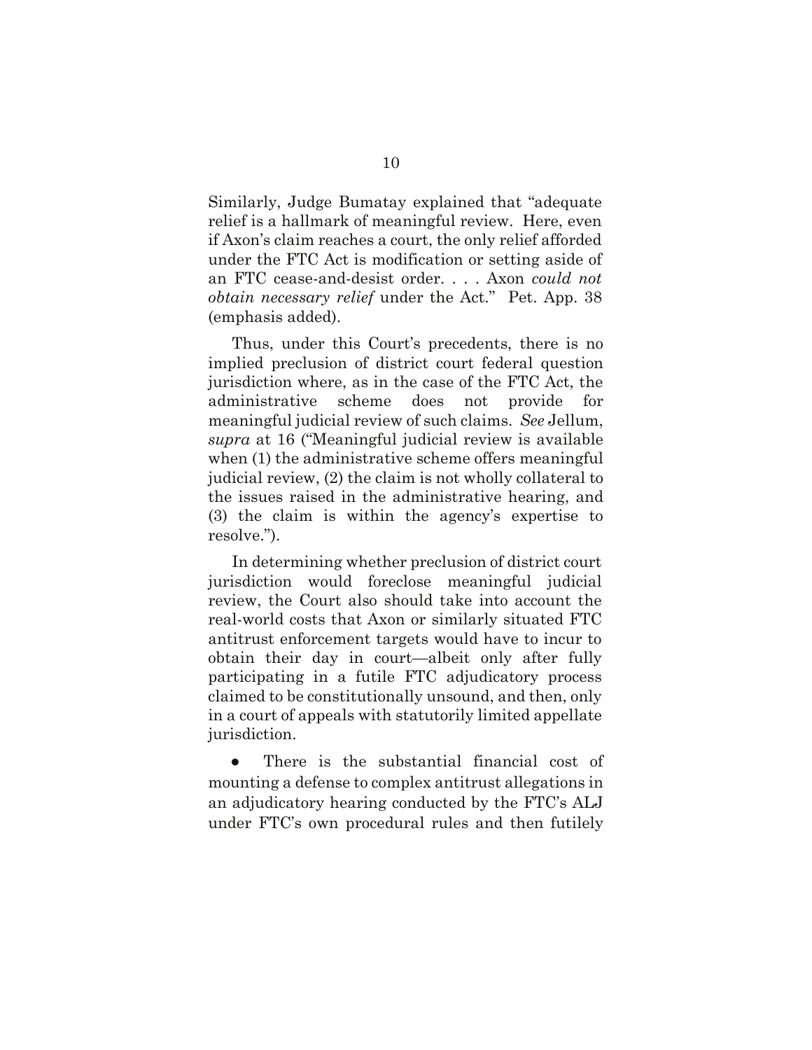Similarly, Judge Bumatay explained that "adequate relief is a hallmark of meaningful review. Here, even if Axon's claim reaches a court, the only relief afforded under the FTC Act is modification or setting aside of an FTC cease-and-desist order. . . . Axon *could not obtain necessary relief* under the Act." Pet. App. 38 (emphasis added).

Thus, under this Court's precedents, there is no implied preclusion of district court federal question jurisdiction where, as in the case of the FTC Act, the administrative scheme does not provide for meaningful judicial review of such claims. *See* Jellum, *supra* at 16 ("Meaningful judicial review is available when (1) the administrative scheme offers meaningful judicial review, (2) the claim is not wholly collateral to the issues raised in the administrative hearing, and (3) the claim is within the agency's expertise to resolve.").

In determining whether preclusion of district court jurisdiction would foreclose meaningful judicial review, the Court also should take into account the real-world costs that Axon or similarly situated FTC antitrust enforcement targets would have to incur to obtain their day in court—albeit only after fully participating in a futile FTC adjudicatory process claimed to be constitutionally unsound, and then, only in a court of appeals with statutorily limited appellate jurisdiction.

- There is the substantial financial cost of mounting a defense to complex antitrust allegations in an adjudicatory hearing conducted by the FTC's ALJ under FTC's own procedural rules and then futilely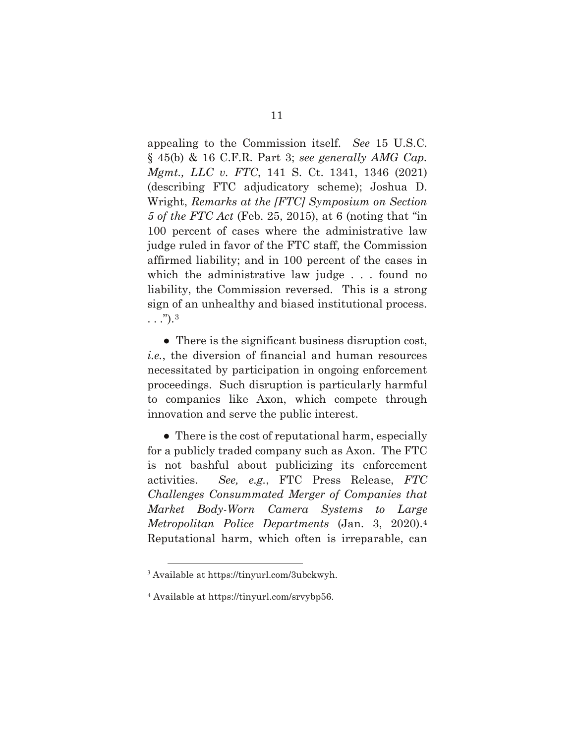appealing to the Commission itself. *See* 15 U.S.C. § 45(b) & 16 C.F.R. Part 3; *see generally AMG Cap. Mgmt., LLC v. FTC*, 141 S. Ct. 1341, 1346 (2021) (describing FTC adjudicatory scheme); Joshua D. Wright, *Remarks at the [FTC] Symposium on Section 5 of the FTC Act* (Feb. 25, 2015), at 6 (noting that "in 100 percent of cases where the administrative law judge ruled in favor of the FTC staff, the Commission affirmed liability; and in 100 percent of the cases in which the administrative law judge . . . found no liability, the Commission reversed. This is a strong sign of an unhealthy and biased institutional process. . . .").[3]

- There is the significant business disruption cost, *i.e.*, the diversion of financial and human resources necessitated by participation in ongoing enforcement proceedings. Such disruption is particularly harmful to companies like Axon, which compete through innovation and serve the public interest.

- There is the cost of reputational harm, especially for a publicly traded company such as Axon. The FTC is not bashful about publicizing its enforcement activities. *See, e.g.*, FTC Press Release, *FTC Challenges Consummated Merger of Companies that Market Body-Worn Camera Systems to Large Metropolitan Police Departments* (Jan. 3, 2020).[4] Reputational harm, which often is irreparable, can

[3] Available at https://tinyurl.com/3ubckwyh.

[4] Available at https://tinyurl.com/srvybp56.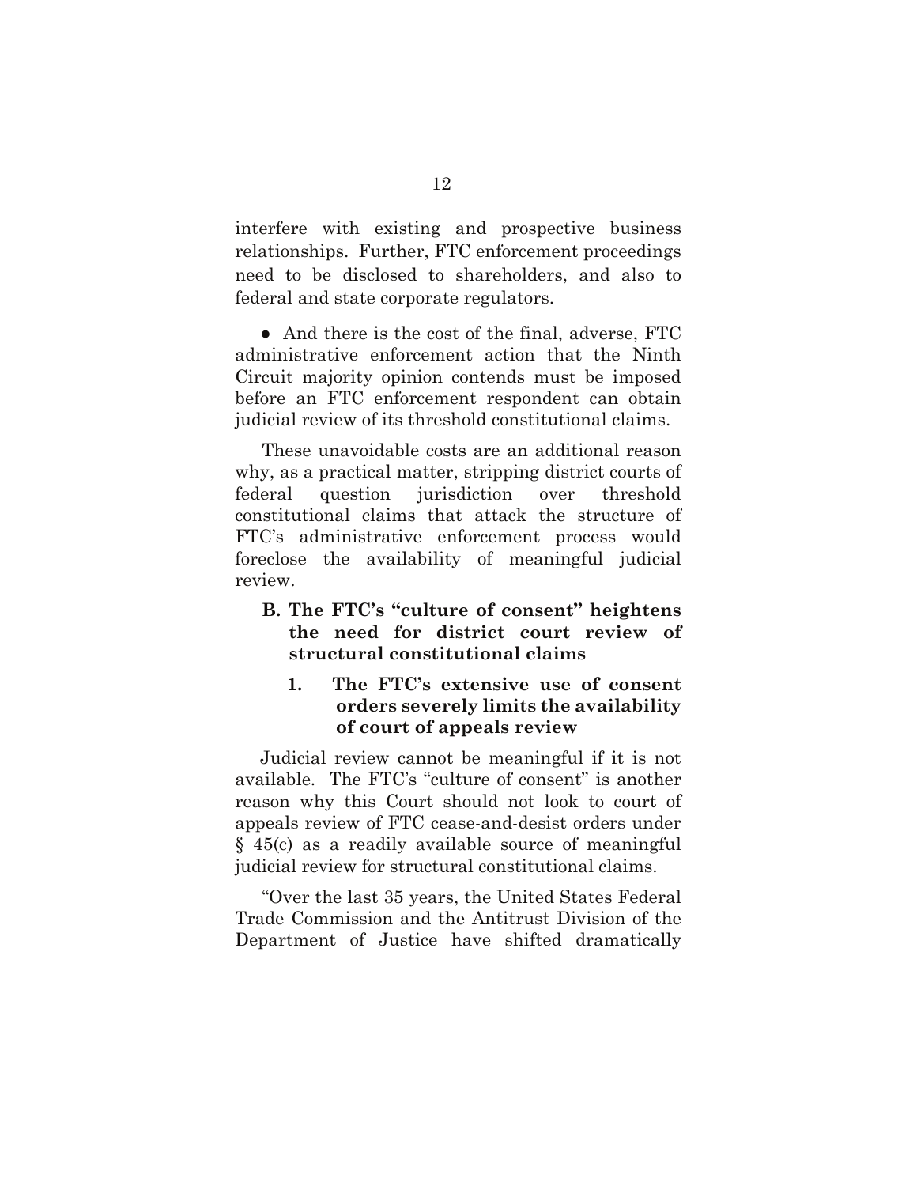interfere with existing and prospective business relationships. Further, FTC enforcement proceedings need to be disclosed to shareholders, and also to federal and state corporate regulators.

- And there is the cost of the final, adverse, FTC administrative enforcement action that the Ninth Circuit majority opinion contends must be imposed before an FTC enforcement respondent can obtain judicial review of its threshold constitutional claims.

These unavoidable costs are an additional reason why, as a practical matter, stripping district courts of federal question jurisdiction over threshold constitutional claims that attack the structure of FTC's administrative enforcement process would foreclose the availability of meaningful judicial review.

## B. The FTC's "culture of consent" heightens the need for district court review of structural constitutional claims

### 1. The FTC's extensive use of consent orders severely limits the availability of court of appeals review

Judicial review cannot be meaningful if it is not available. The FTC's "culture of consent" is another reason why this Court should not look to court of appeals review of FTC cease-and-desist orders under § 45(c) as a readily available source of meaningful judicial review for structural constitutional claims.

"Over the last 35 years, the United States Federal Trade Commission and the Antitrust Division of the Department of Justice have shifted dramatically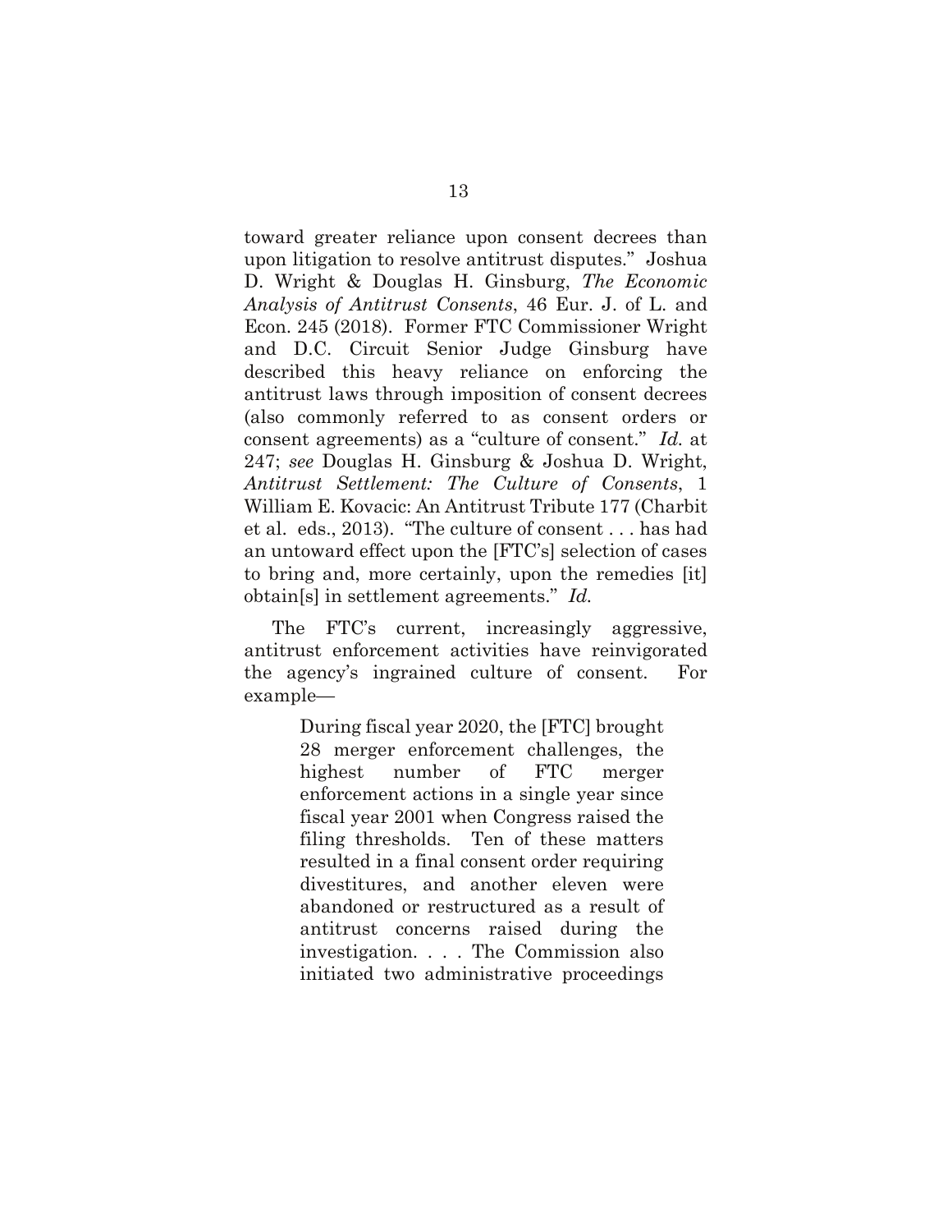toward greater reliance upon consent decrees than upon litigation to resolve antitrust disputes." Joshua D. Wright & Douglas H. Ginsburg, *The Economic Analysis of Antitrust Consents*, 46 Eur. J. of L. and Econ. 245 (2018). Former FTC Commissioner Wright and D.C. Circuit Senior Judge Ginsburg have described this heavy reliance on enforcing the antitrust laws through imposition of consent decrees (also commonly referred to as consent orders or consent agreements) as a "culture of consent." *Id.* at 247; *see* Douglas H. Ginsburg & Joshua D. Wright, *Antitrust Settlement: The Culture of Consents*, 1 William E. Kovacic: An Antitrust Tribute 177 (Charbit et al. eds., 2013). "The culture of consent . . . has had an untoward effect upon the [FTC's] selection of cases to bring and, more certainly, upon the remedies [it] obtain[s] in settlement agreements." *Id.*

The FTC's current, increasingly aggressive, antitrust enforcement activities have reinvigorated the agency's ingrained culture of consent. For example—

> During fiscal year 2020, the [FTC] brought 28 merger enforcement challenges, the highest number of FTC merger enforcement actions in a single year since fiscal year 2001 when Congress raised the filing thresholds. Ten of these matters resulted in a final consent order requiring divestitures, and another eleven were abandoned or restructured as a result of antitrust concerns raised during the investigation. . . . The Commission also initiated two administrative proceedings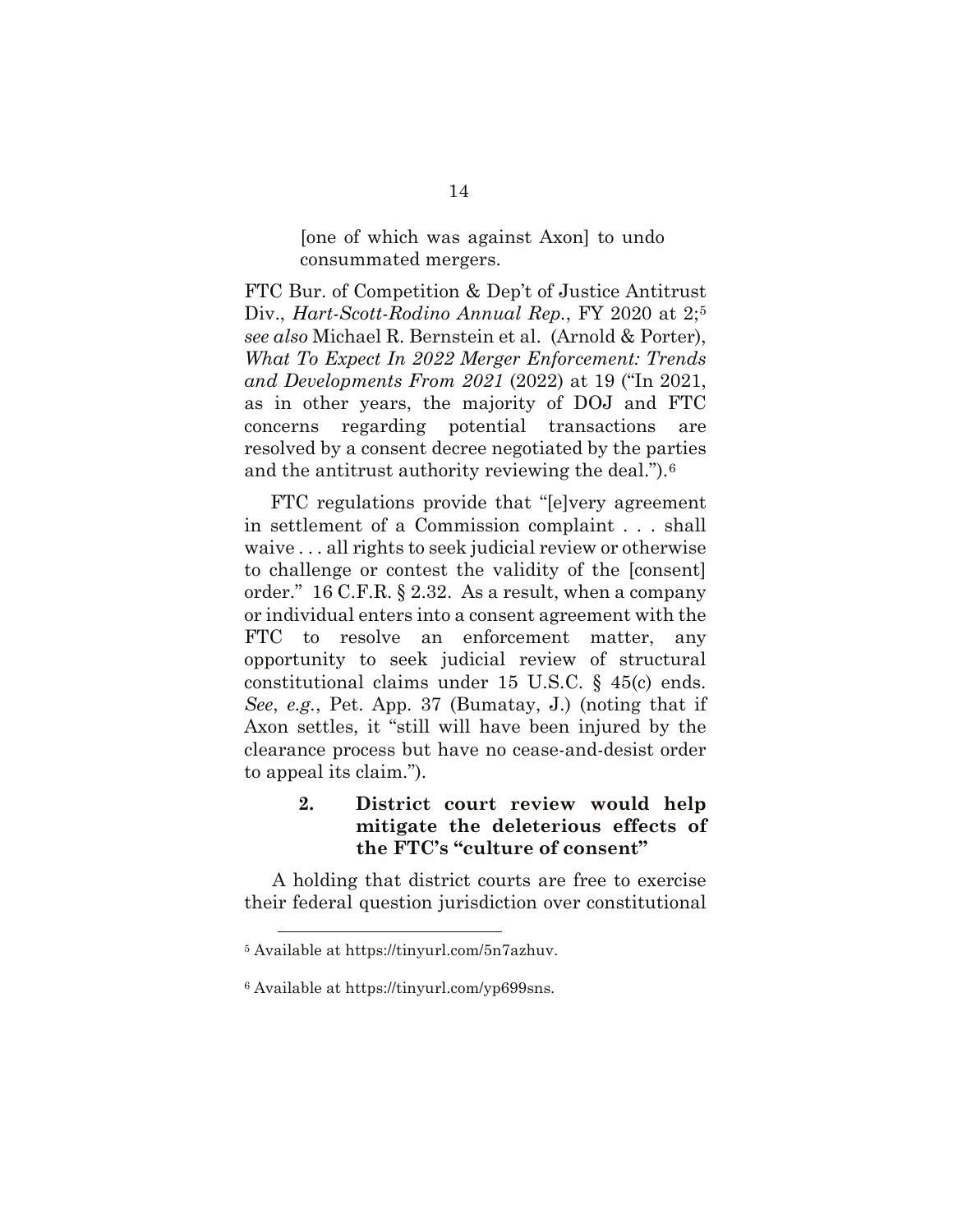> [one of which was against Axon] to undo consummated mergers.

FTC Bur. of Competition & Dep't of Justice Antitrust Div., *Hart-Scott-Rodino Annual Rep.*, FY 2020 at 2;[5] *see also* Michael R. Bernstein et al. (Arnold & Porter), *What To Expect In 2022 Merger Enforcement: Trends and Developments From 2021* (2022) at 19 ("In 2021, as in other years, the majority of DOJ and FTC concerns regarding potential transactions are resolved by a consent decree negotiated by the parties and the antitrust authority reviewing the deal.").[6]

FTC regulations provide that "[e]very agreement in settlement of a Commission complaint . . . shall waive . . . all rights to seek judicial review or otherwise to challenge or contest the validity of the [consent] order." 16 C.F.R. § 2.32. As a result, when a company or individual enters into a consent agreement with the FTC to resolve an enforcement matter, any opportunity to seek judicial review of structural constitutional claims under 15 U.S.C. § 45(c) ends. *See*, *e.g.*, Pet. App. 37 (Bumatay, J.) (noting that if Axon settles, it "still will have been injured by the clearance process but have no cease-and-desist order to appeal its claim.").

### 2. District court review would help mitigate the deleterious effects of the FTC's "culture of consent"

A holding that district courts are free to exercise their federal question jurisdiction over constitutional

---

[5] Available at https://tinyurl.com/5n7azhuv.

[6] Available at https://tinyurl.com/yp699sns.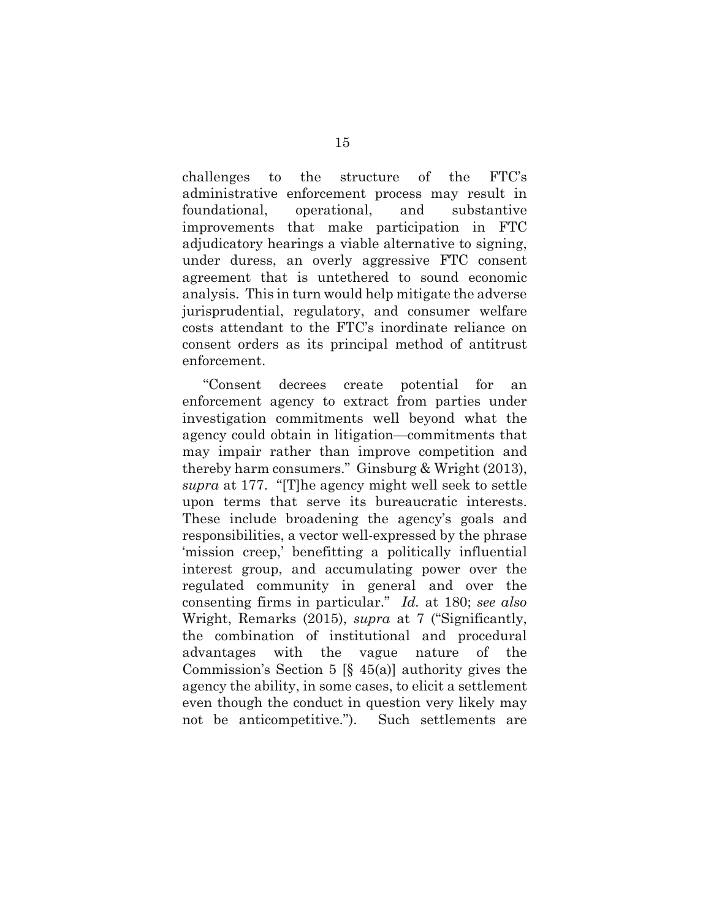challenges to the structure of the FTC's administrative enforcement process may result in foundational, operational, and substantive improvements that make participation in FTC adjudicatory hearings a viable alternative to signing, under duress, an overly aggressive FTC consent agreement that is untethered to sound economic analysis. This in turn would help mitigate the adverse jurisprudential, regulatory, and consumer welfare costs attendant to the FTC's inordinate reliance on consent orders as its principal method of antitrust enforcement.

"Consent decrees create potential for an enforcement agency to extract from parties under investigation commitments well beyond what the agency could obtain in litigation—commitments that may impair rather than improve competition and thereby harm consumers." Ginsburg & Wright (2013), *supra* at 177. "[T]he agency might well seek to settle upon terms that serve its bureaucratic interests. These include broadening the agency's goals and responsibilities, a vector well-expressed by the phrase 'mission creep,' benefitting a politically influential interest group, and accumulating power over the regulated community in general and over the consenting firms in particular." *Id.* at 180; *see also* Wright, Remarks (2015), *supra* at 7 ("Significantly, the combination of institutional and procedural advantages with the vague nature of the Commission's Section 5 [§ 45(a)] authority gives the agency the ability, in some cases, to elicit a settlement even though the conduct in question very likely may not be anticompetitive."). Such settlements are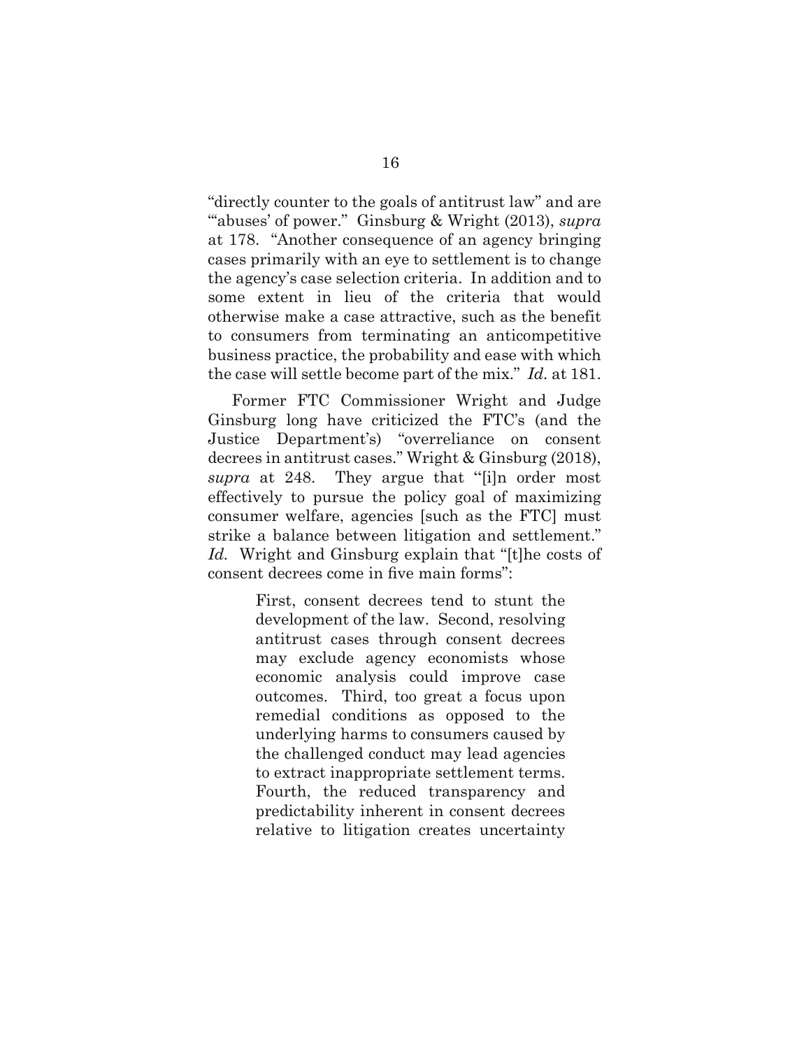"directly counter to the goals of antitrust law" and are "'abuses' of power." Ginsburg & Wright (2013), *supra* at 178. "Another consequence of an agency bringing cases primarily with an eye to settlement is to change the agency's case selection criteria. In addition and to some extent in lieu of the criteria that would otherwise make a case attractive, such as the benefit to consumers from terminating an anticompetitive business practice, the probability and ease with which the case will settle become part of the mix." *Id.* at 181.

Former FTC Commissioner Wright and Judge Ginsburg long have criticized the FTC's (and the Justice Department's) "overreliance on consent decrees in antitrust cases." Wright & Ginsburg (2018), *supra* at 248. They argue that "[i]n order most effectively to pursue the policy goal of maximizing consumer welfare, agencies [such as the FTC] must strike a balance between litigation and settlement." *Id.* Wright and Ginsburg explain that "[t]he costs of consent decrees come in five main forms":

> First, consent decrees tend to stunt the development of the law. Second, resolving antitrust cases through consent decrees may exclude agency economists whose economic analysis could improve case outcomes. Third, too great a focus upon remedial conditions as opposed to the underlying harms to consumers caused by the challenged conduct may lead agencies to extract inappropriate settlement terms. Fourth, the reduced transparency and predictability inherent in consent decrees relative to litigation creates uncertainty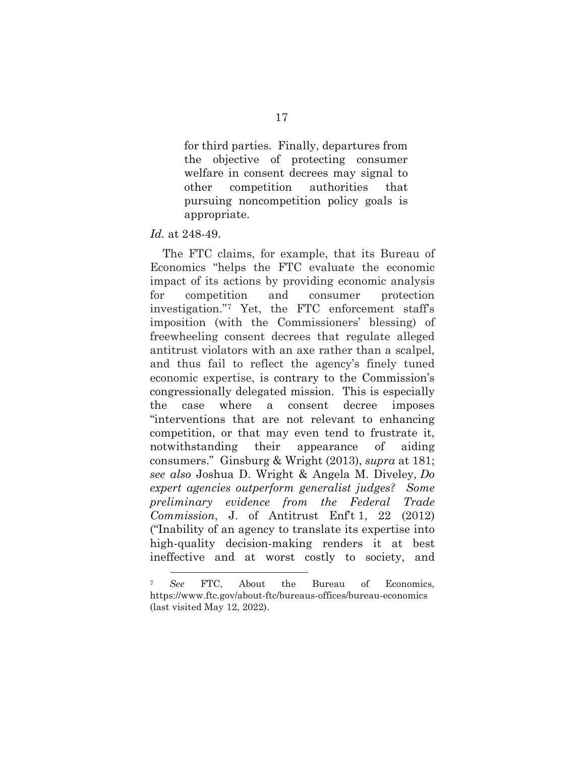> for third parties. Finally, departures from the objective of protecting consumer welfare in consent decrees may signal to other competition authorities that pursuing noncompetition policy goals is appropriate.

*Id.* at 248-49.

The FTC claims, for example, that its Bureau of Economics "helps the FTC evaluate the economic impact of its actions by providing economic analysis for competition and consumer protection investigation."[7] Yet, the FTC enforcement staff's imposition (with the Commissioners' blessing) of freewheeling consent decrees that regulate alleged antitrust violators with an axe rather than a scalpel, and thus fail to reflect the agency's finely tuned economic expertise, is contrary to the Commission's congressionally delegated mission. This is especially the case where a consent decree imposes "interventions that are not relevant to enhancing competition, or that may even tend to frustrate it, notwithstanding their appearance of aiding consumers." Ginsburg & Wright (2013), *supra* at 181; *see also* Joshua D. Wright & Angela M. Diveley, *Do expert agencies outperform generalist judges? Some preliminary evidence from the Federal Trade Commission*, J. of Antitrust Enf't 1, 22 (2012) ("Inability of an agency to translate its expertise into high-quality decision-making renders it at best ineffective and at worst costly to society, and

---

[7] *See* FTC, About the Bureau of Economics, https://www.ftc.gov/about-ftc/bureaus-offices/bureau-economics (last visited May 12, 2022).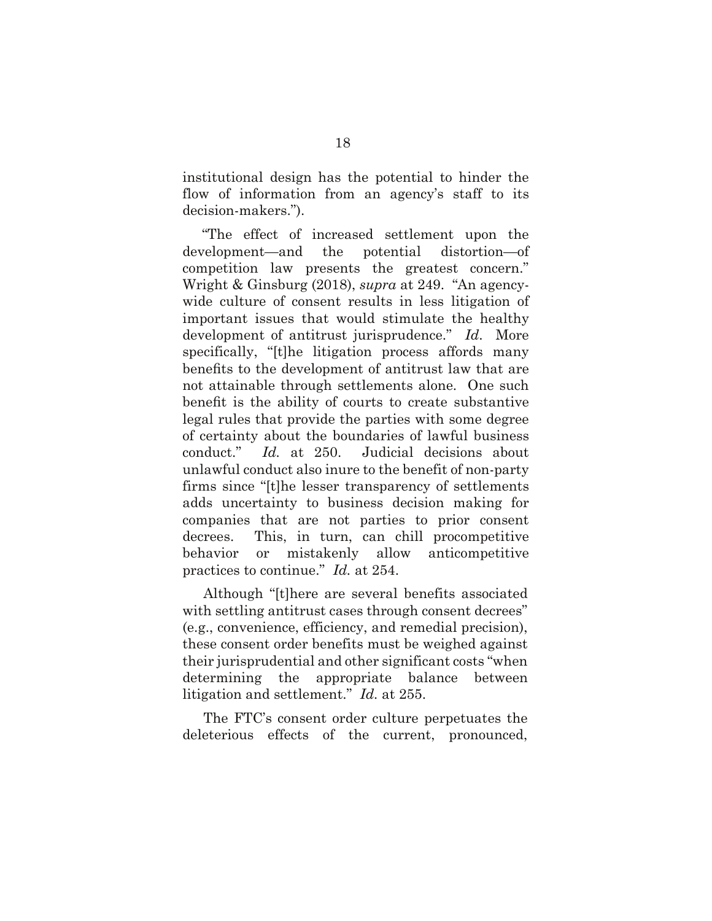institutional design has the potential to hinder the flow of information from an agency's staff to its decision-makers.").

"The effect of increased settlement upon the development—and the potential distortion—of competition law presents the greatest concern." Wright & Ginsburg (2018), *supra* at 249. "An agency-wide culture of consent results in less litigation of important issues that would stimulate the healthy development of antitrust jurisprudence." *Id*. More specifically, "[t]he litigation process affords many benefits to the development of antitrust law that are not attainable through settlements alone. One such benefit is the ability of courts to create substantive legal rules that provide the parties with some degree of certainty about the boundaries of lawful business conduct." *Id.* at 250. Judicial decisions about unlawful conduct also inure to the benefit of non-party firms since "[t]he lesser transparency of settlements adds uncertainty to business decision making for companies that are not parties to prior consent decrees. This, in turn, can chill procompetitive behavior or mistakenly allow anticompetitive practices to continue." *Id.* at 254.

Although "[t]here are several benefits associated with settling antitrust cases through consent decrees" (e.g., convenience, efficiency, and remedial precision), these consent order benefits must be weighed against their jurisprudential and other significant costs "when determining the appropriate balance between litigation and settlement." *Id.* at 255.

The FTC's consent order culture perpetuates the deleterious effects of the current, pronounced,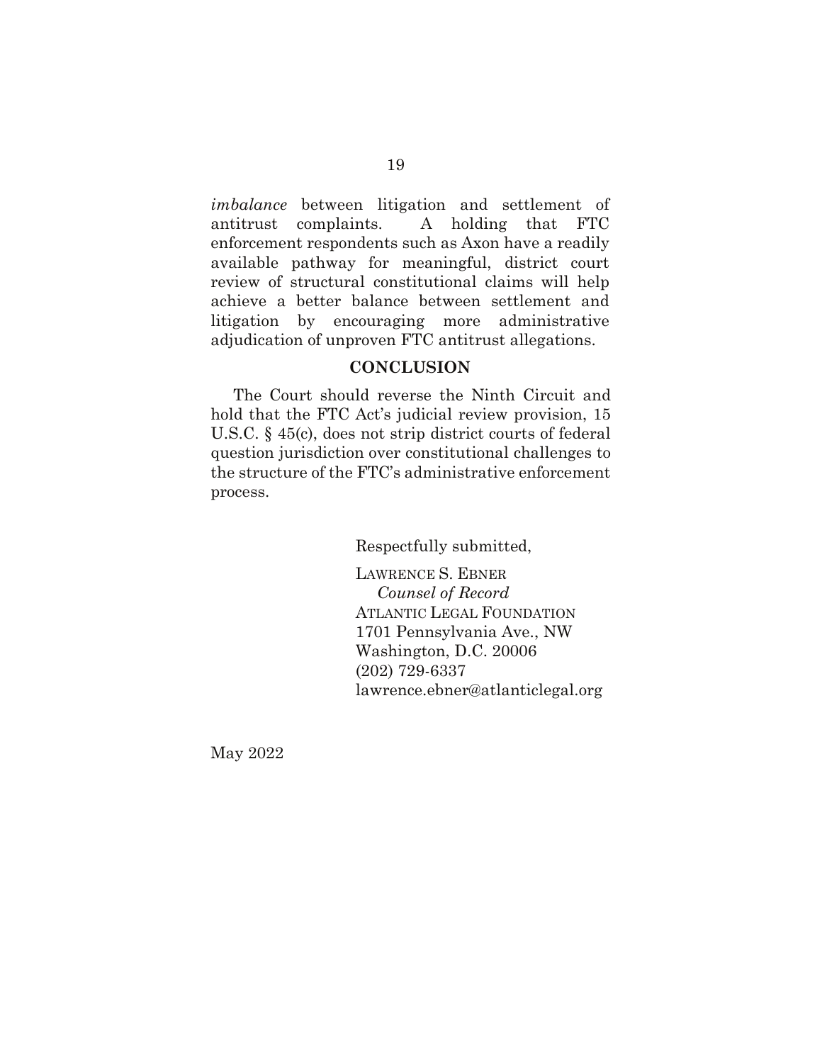*imbalance* between litigation and settlement of antitrust complaints. A holding that FTC enforcement respondents such as Axon have a readily available pathway for meaningful, district court review of structural constitutional claims will help achieve a better balance between settlement and litigation by encouraging more administrative adjudication of unproven FTC antitrust allegations.

## CONCLUSION

The Court should reverse the Ninth Circuit and hold that the FTC Act's judicial review provision, 15 U.S.C. § 45(c), does not strip district courts of federal question jurisdiction over constitutional challenges to the structure of the FTC's administrative enforcement process.

Respectfully submitted,

LAWRENCE S. EBNER
*Counsel of Record*
ATLANTIC LEGAL FOUNDATION
1701 Pennsylvania Ave., NW
Washington, D.C. 20006
(202) 729-6337
lawrence.ebner@atlanticlegal.org

May 2022